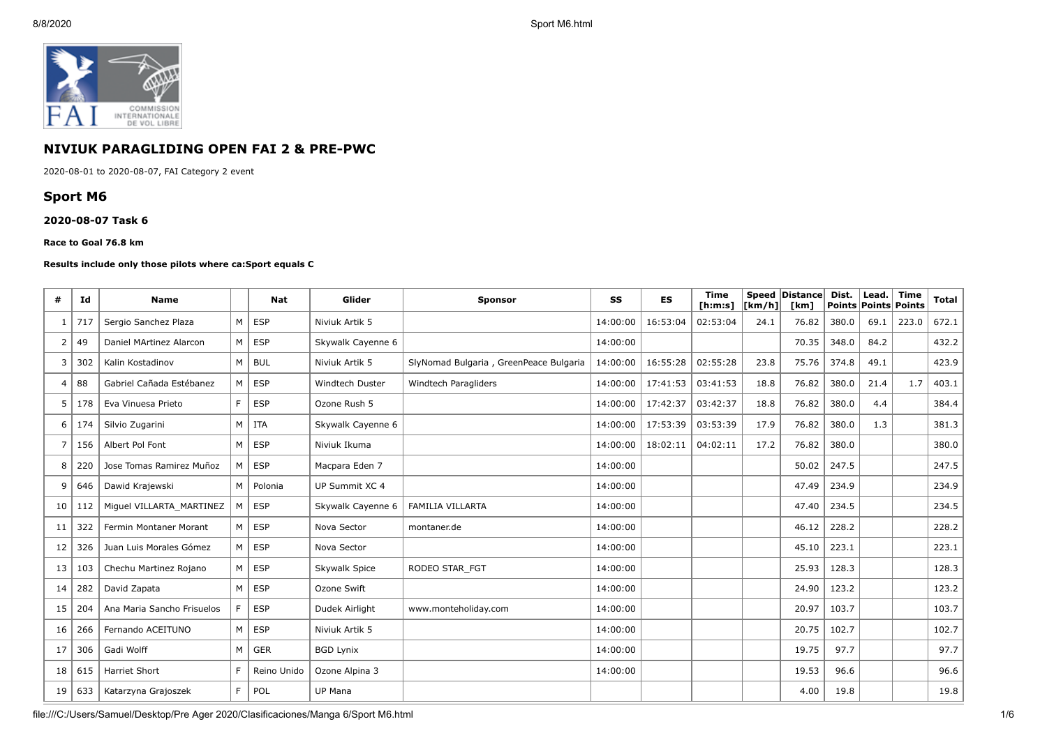# NIVIUK PARAGLIDING OPEN FAI 2 & PRE-PWC

2020-08-01 to 2020-08-07, FAI Category 2 event

## Sport M6

### 2020-08-07 Task 6

**Race to Goal 76.8 km**

**Results include only those pilots where ca:Sport equals C**

| # | Id | Name | | Nat | Glider | Sponsor | SS | ES | Time [h:m:s] | Speed [km/h] | Distance [km] | Dist. Points | Lead. Points | Time Points | Total |
|---|---|---|---|---|---|---|---|---|---|---|---|---|---|---|---|
| 1 | 717 | Sergio Sanchez Plaza | M | ESP | Niviuk Artik 5 | | 14:00:00 | 16:53:04 | 02:53:04 | 24.1 | 76.82 | 380.0 | 69.1 | 223.0 | 672.1 |
| 2 | 49 | Daniel MArtinez Alarcon | M | ESP | Skywalk Cayenne 6 | | 14:00:00 | | | | 70.35 | 348.0 | 84.2 | | 432.2 |
| 3 | 302 | Kalin Kostadinov | M | BUL | Niviuk Artik 5 | SlyNomad Bulgaria , GreenPeace Bulgaria | 14:00:00 | 16:55:28 | 02:55:28 | 23.8 | 75.76 | 374.8 | 49.1 | | 423.9 |
| 4 | 88 | Gabriel Cañada Estébanez | M | ESP | Windtech Duster | Windtech Paragliders | 14:00:00 | 17:41:53 | 03:41:53 | 18.8 | 76.82 | 380.0 | 21.4 | 1.7 | 403.1 |
| 5 | 178 | Eva Vinuesa Prieto | F | ESP | Ozone Rush 5 | | 14:00:00 | 17:42:37 | 03:42:37 | 18.8 | 76.82 | 380.0 | 4.4 | | 384.4 |
| 6 | 174 | Silvio Zugarini | M | ITA | Skywalk Cayenne 6 | | 14:00:00 | 17:53:39 | 03:53:39 | 17.9 | 76.82 | 380.0 | 1.3 | | 381.3 |
| 7 | 156 | Albert Pol Font | M | ESP | Niviuk Ikuma | | 14:00:00 | 18:02:11 | 04:02:11 | 17.2 | 76.82 | 380.0 | | | 380.0 |
| 8 | 220 | Jose Tomas Ramirez Muñoz | M | ESP | Macpara Eden 7 | | 14:00:00 | | | | 50.02 | 247.5 | | | 247.5 |
| 9 | 646 | Dawid Krajewski | M | Polonia | UP Summit XC 4 | | 14:00:00 | | | | 47.49 | 234.9 | | | 234.9 |
| 10 | 112 | Miguel VILLARTA_MARTINEZ | M | ESP | Skywalk Cayenne 6 | FAMILIA VILLARTA | 14:00:00 | | | | 47.40 | 234.5 | | | 234.5 |
| 11 | 322 | Fermin Montaner Morant | M | ESP | Nova Sector | montaner.de | 14:00:00 | | | | 46.12 | 228.2 | | | 228.2 |
| 12 | 326 | Juan Luis Morales Gómez | M | ESP | Nova Sector | | 14:00:00 | | | | 45.10 | 223.1 | | | 223.1 |
| 13 | 103 | Chechu Martinez Rojano | M | ESP | Skywalk Spice | RODEO STAR_FGT | 14:00:00 | | | | 25.93 | 128.3 | | | 128.3 |
| 14 | 282 | David Zapata | M | ESP | Ozone Swift | | 14:00:00 | | | | 24.90 | 123.2 | | | 123.2 |
| 15 | 204 | Ana Maria Sancho Frisuelos | F | ESP | Dudek Airlight | www.monteholiday.com | 14:00:00 | | | | 20.97 | 103.7 | | | 103.7 |
| 16 | 266 | Fernando ACEITUNO | M | ESP | Niviuk Artik 5 | | 14:00:00 | | | | 20.75 | 102.7 | | | 102.7 |
| 17 | 306 | Gadi Wolff | M | GER | BGD Lynix | | 14:00:00 | | | | 19.75 | 97.7 | | | 97.7 |
| 18 | 615 | Harriet Short | F | Reino Unido | Ozone Alpina 3 | | 14:00:00 | | | | 19.53 | 96.6 | | | 96.6 |
| 19 | 633 | Katarzyna Grajoszek | F | POL | UP Mana | | | | | | 4.00 | 19.8 | | | 19.8 |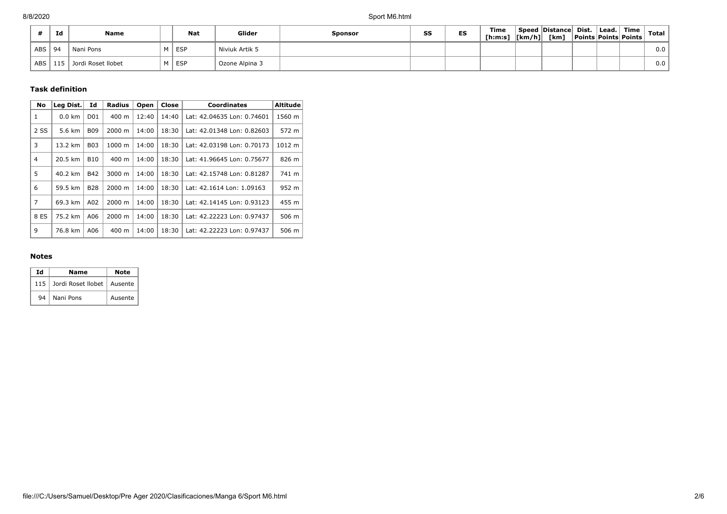| # | Id | Name | | Nat | Glider | Sponsor | SS | ES | Time [h:m:s] | Speed [km/h] | Distance [km] | Dist. Points | Lead. Points | Time Points | Total |
|---|---|---|---|---|---|---|---|---|---|---|---|---|---|---|---|
| ABS | 94 | Nani Pons | M | ESP | Niviuk Artik 5 | | | | | | | | | | 0.0 |
| ABS | 115 | Jordi Roset llobet | M | ESP | Ozone Alpina 3 | | | | | | | | | | 0.0 |

### Task definition

| No | Leg Dist. | Id | Radius | Open | Close | Coordinates | Altitude |
|---|---|---|---|---|---|---|---|
| 1 | 0.0 km | D01 | 400 m | 12:40 | 14:40 | Lat: 42.04635 Lon: 0.74601 | 1560 m |
| 2 SS | 5.6 km | B09 | 2000 m | 14:00 | 18:30 | Lat: 42.01348 Lon: 0.82603 | 572 m |
| 3 | 13.2 km | B03 | 1000 m | 14:00 | 18:30 | Lat: 42.03198 Lon: 0.70173 | 1012 m |
| 4 | 20.5 km | B10 | 400 m | 14:00 | 18:30 | Lat: 41.96645 Lon: 0.75677 | 826 m |
| 5 | 40.2 km | B42 | 3000 m | 14:00 | 18:30 | Lat: 42.15748 Lon: 0.81287 | 741 m |
| 6 | 59.5 km | B28 | 2000 m | 14:00 | 18:30 | Lat: 42.1614 Lon: 1.09163 | 952 m |
| 7 | 69.3 km | A02 | 2000 m | 14:00 | 18:30 | Lat: 42.14145 Lon: 0.93123 | 455 m |
| 8 ES | 75.2 km | A06 | 2000 m | 14:00 | 18:30 | Lat: 42.22223 Lon: 0.97437 | 506 m |
| 9 | 76.8 km | A06 | 400 m | 14:00 | 18:30 | Lat: 42.22223 Lon: 0.97437 | 506 m |

### Notes

| Id | Name | Note |
|---|---|---|
| 115 | Jordi Roset llobet | Ausente |
| 94 | Nani Pons | Ausente |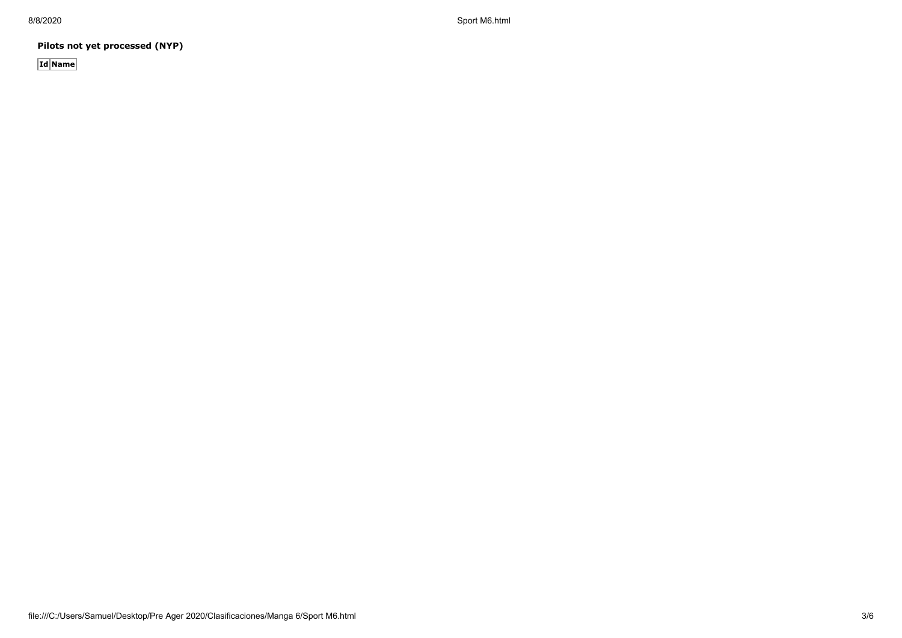**Pilots not yet processed (NYP)**

| Id | Name |
| --- | --- |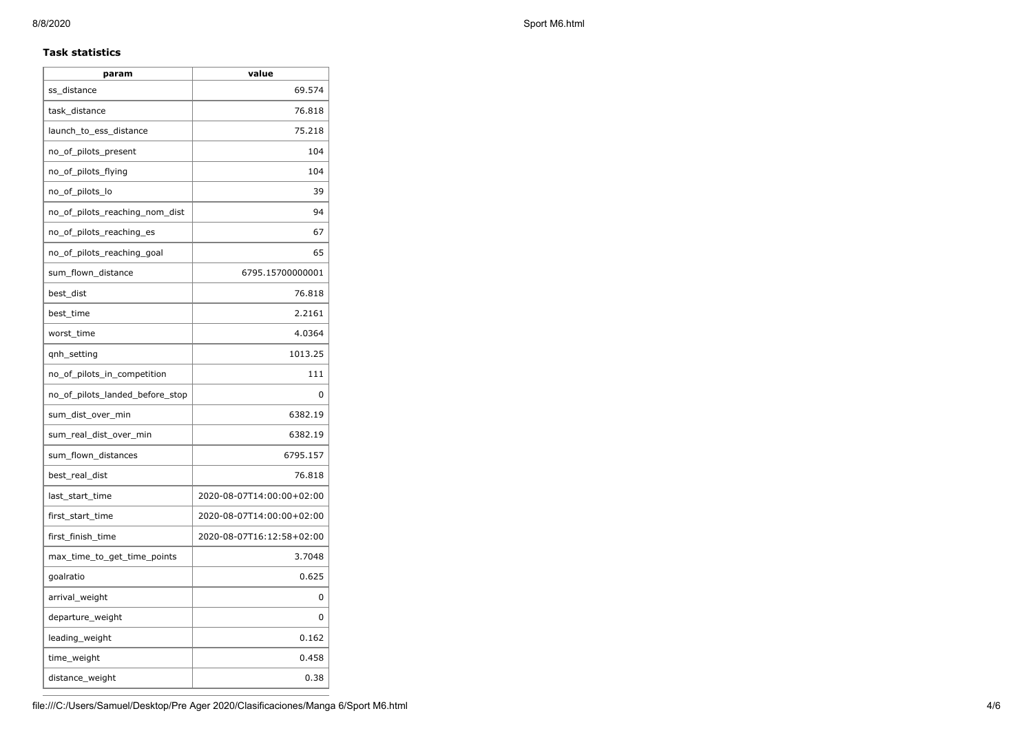**Task statistics**

| param | value |
| --- | --- |
| ss_distance | 69.574 |
| task_distance | 76.818 |
| launch_to_ess_distance | 75.218 |
| no_of_pilots_present | 104 |
| no_of_pilots_flying | 104 |
| no_of_pilots_lo | 39 |
| no_of_pilots_reaching_nom_dist | 94 |
| no_of_pilots_reaching_es | 67 |
| no_of_pilots_reaching_goal | 65 |
| sum_flown_distance | 6795.15700000001 |
| best_dist | 76.818 |
| best_time | 2.2161 |
| worst_time | 4.0364 |
| qnh_setting | 1013.25 |
| no_of_pilots_in_competition | 111 |
| no_of_pilots_landed_before_stop | 0 |
| sum_dist_over_min | 6382.19 |
| sum_real_dist_over_min | 6382.19 |
| sum_flown_distances | 6795.157 |
| best_real_dist | 76.818 |
| last_start_time | 2020-08-07T14:00:00+02:00 |
| first_start_time | 2020-08-07T14:00:00+02:00 |
| first_finish_time | 2020-08-07T16:12:58+02:00 |
| max_time_to_get_time_points | 3.7048 |
| goalratio | 0.625 |
| arrival_weight | 0 |
| departure_weight | 0 |
| leading_weight | 0.162 |
| time_weight | 0.458 |
| distance_weight | 0.38 |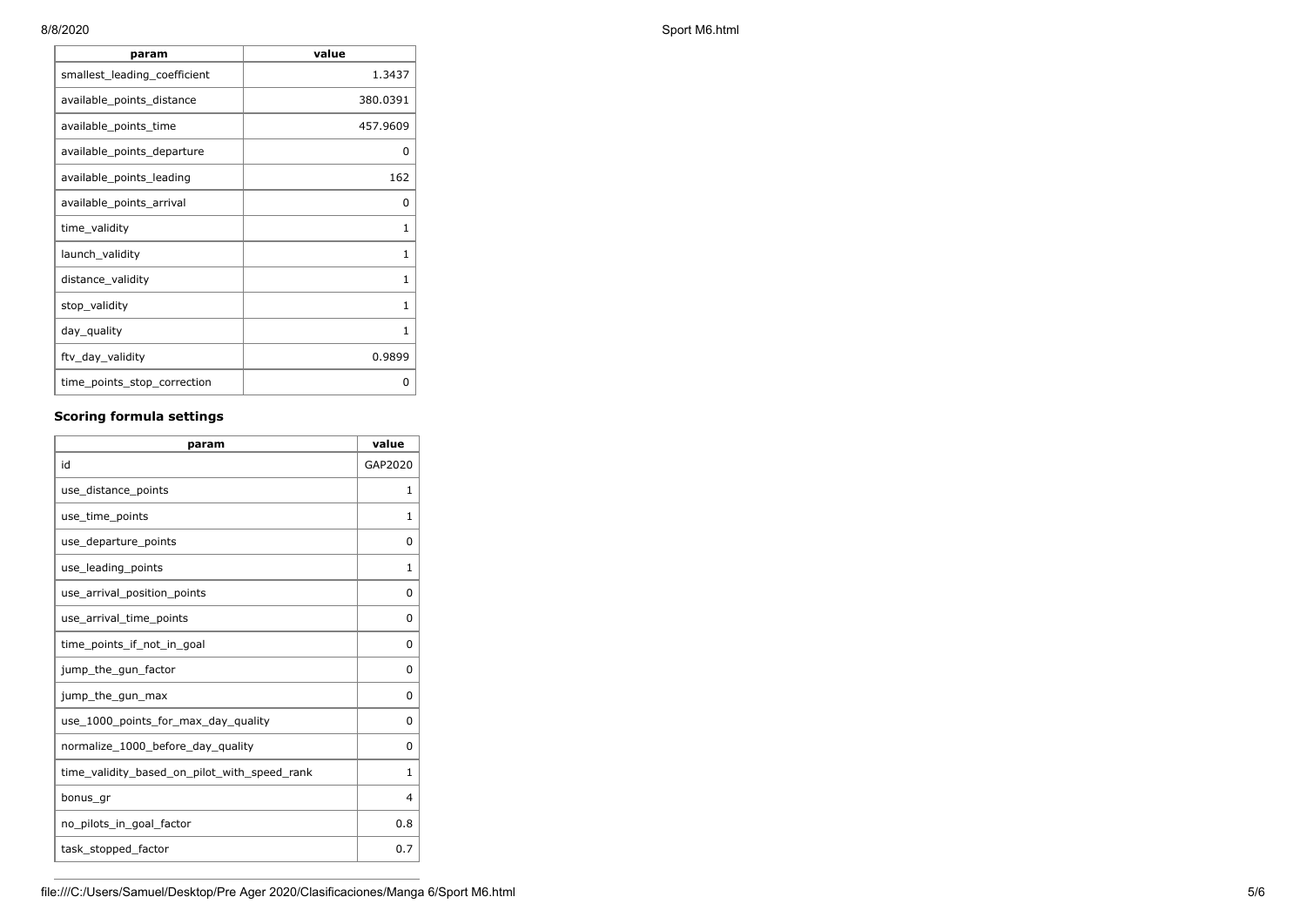| param | value |
|---|---|
| smallest_leading_coefficient | 1.3437 |
| available_points_distance | 380.0391 |
| available_points_time | 457.9609 |
| available_points_departure | 0 |
| available_points_leading | 162 |
| available_points_arrival | 0 |
| time_validity | 1 |
| launch_validity | 1 |
| distance_validity | 1 |
| stop_validity | 1 |
| day_quality | 1 |
| ftv_day_validity | 0.9899 |
| time_points_stop_correction | 0 |

### Scoring formula settings

| param | value |
|---|---|
| id | GAP2020 |
| use_distance_points | 1 |
| use_time_points | 1 |
| use_departure_points | 0 |
| use_leading_points | 1 |
| use_arrival_position_points | 0 |
| use_arrival_time_points | 0 |
| time_points_if_not_in_goal | 0 |
| jump_the_gun_factor | 0 |
| jump_the_gun_max | 0 |
| use_1000_points_for_max_day_quality | 0 |
| normalize_1000_before_day_quality | 0 |
| time_validity_based_on_pilot_with_speed_rank | 1 |
| bonus_gr | 4 |
| no_pilots_in_goal_factor | 0.8 |
| task_stopped_factor | 0.7 |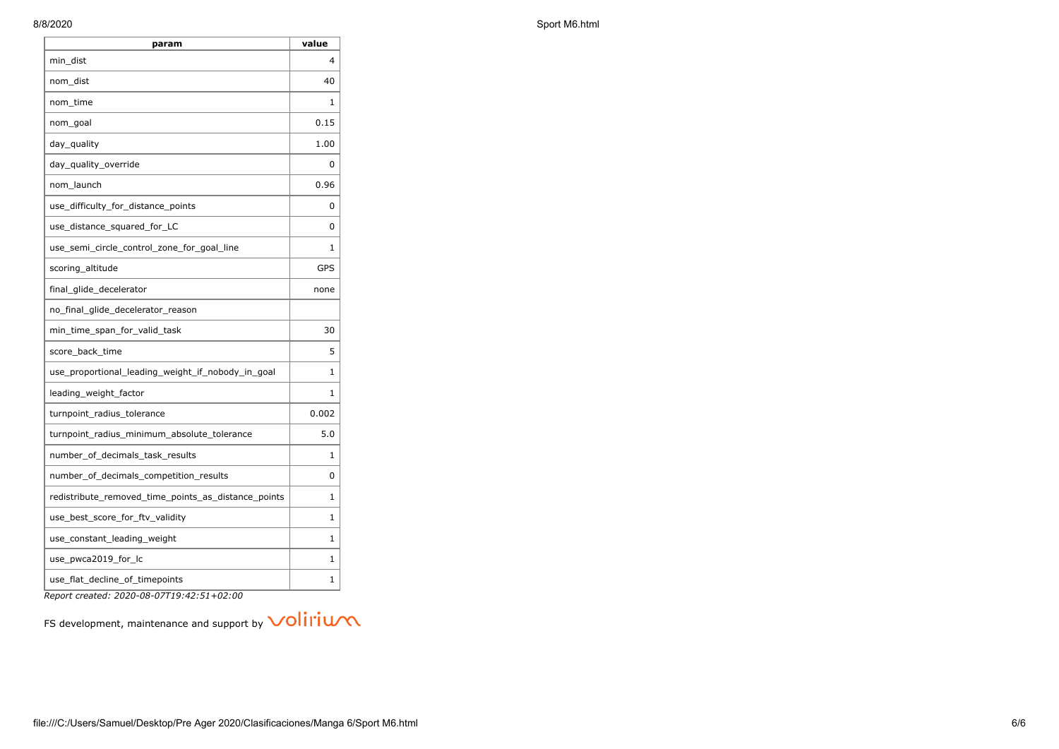| param | value |
|---|---|
| min_dist | 4 |
| nom_dist | 40 |
| nom_time | 1 |
| nom_goal | 0.15 |
| day_quality | 1.00 |
| day_quality_override | 0 |
| nom_launch | 0.96 |
| use_difficulty_for_distance_points | 0 |
| use_distance_squared_for_LC | 0 |
| use_semi_circle_control_zone_for_goal_line | 1 |
| scoring_altitude | GPS |
| final_glide_decelerator | none |
| no_final_glide_decelerator_reason | |
| min_time_span_for_valid_task | 30 |
| score_back_time | 5 |
| use_proportional_leading_weight_if_nobody_in_goal | 1 |
| leading_weight_factor | 1 |
| turnpoint_radius_tolerance | 0.002 |
| turnpoint_radius_minimum_absolute_tolerance | 5.0 |
| number_of_decimals_task_results | 1 |
| number_of_decimals_competition_results | 0 |
| redistribute_removed_time_points_as_distance_points | 1 |
| use_best_score_for_ftv_validity | 1 |
| use_constant_leading_weight | 1 |
| use_pwca2019_for_lc | 1 |
| use_flat_decline_of_timepoints | 1 |

*Report created: 2020-08-07T19:42:51+02:00*

FS development, maintenance and support by volirium